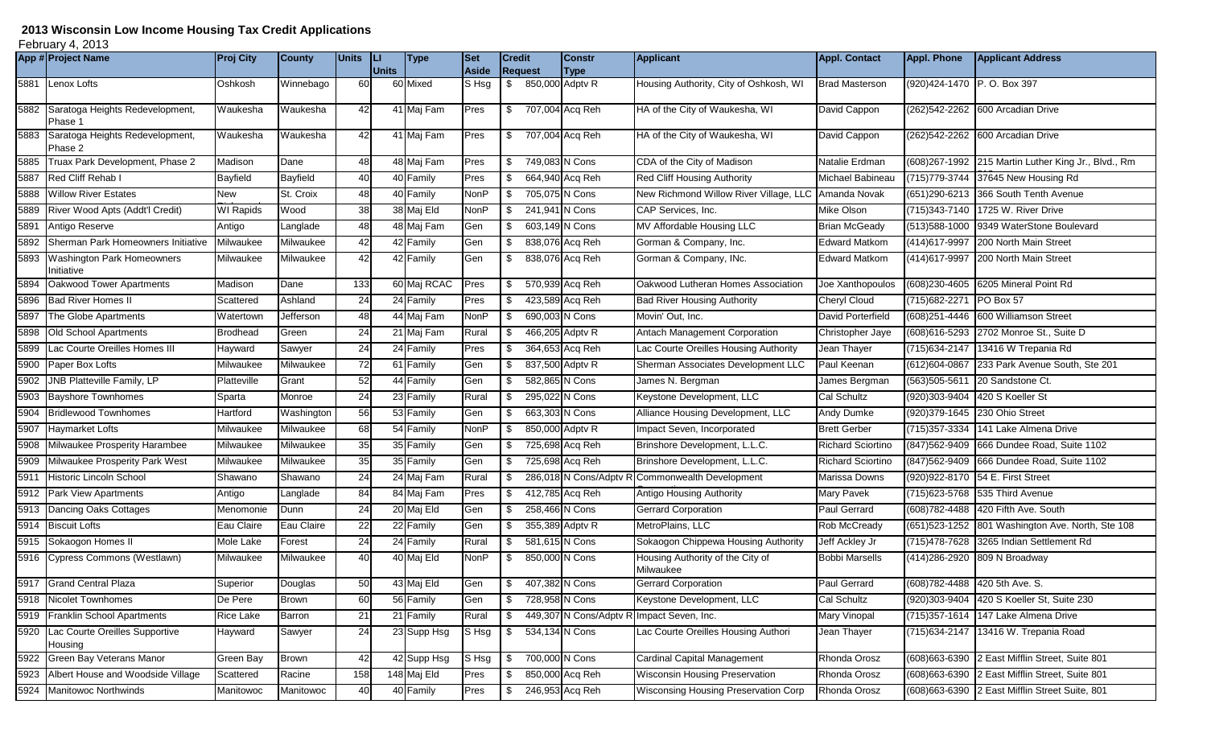# 2013 Wisconsin Low Income Housing Tax Credit Applications

February 4, 2013

| App # | Project Name | Proj City | County | Units | LI Units | Type | Set Aside | Credit Request | Constr Type | Applicant | Appl. Contact | Appl. Phone | Applicant Address |
|---|---|---|---|---|---|---|---|---|---|---|---|---|---|
| 5881 | Lenox Lofts | Oshkosh | Winnebago | 60 | 60 | Mixed | S Hsg | $ 850,000 | Adptv R | Housing Authority, City of Oshkosh, WI | Brad Masterson | (920)424-1470 | P. O. Box 397 |
| 5882 | Saratoga Heights Redevelopment, Phase 1 | Waukesha | Waukesha | 42 | 41 | Maj Fam | Pres | $ 707,004 | Acq Reh | HA of the City of Waukesha, WI | David Cappon | (262)542-2262 | 600 Arcadian Drive |
| 5883 | Saratoga Heights Redevelopment, Phase 2 | Waukesha | Waukesha | 42 | 41 | Maj Fam | Pres | $ 707,004 | Acq Reh | HA of the City of Waukesha, WI | David Cappon | (262)542-2262 | 600 Arcadian Drive |
| 5885 | Truax Park Development, Phase 2 | Madison | Dane | 48 | 48 | Maj Fam | Pres | $ 749,083 | N Cons | CDA of the City of Madison | Natalie Erdman | (608)267-1992 | 215 Martin Luther King Jr., Blvd., Rm |
| 5887 | Red Cliff Rehab I | Bayfield | Bayfield | 40 | 40 | Family | Pres | $ 664,940 | Acq Reh | Red Cliff Housing Authority | Michael Babineau | (715)779-3744 | 37645 New Housing Rd |
| 5888 | Willow River Estates | New | St. Croix | 48 | 40 | Family | NonP | $ 705,075 | N Cons | New Richmond Willow River Village, LLC | Amanda Novak | (651)290-6213 | 366 South Tenth Avenue |
| 5889 | River Wood Apts (Addt'l Credit) | WI Rapids | Wood | 38 | 38 | Maj Eld | NonP | $ 241,941 | N Cons | CAP Services, Inc. | Mike Olson | (715)343-7140 | 1725 W. River Drive |
| 5891 | Antigo Reserve | Antigo | Langlade | 48 | 48 | Maj Fam | Gen | $ 603,149 | N Cons | MV Affordable Housing LLC | Brian McGeady | (513)588-1000 | 9349 WaterStone Boulevard |
| 5892 | Sherman Park Homeowners Initiative | Milwaukee | Milwaukee | 42 | 42 | Family | Gen | $ 838,076 | Acq Reh | Gorman & Company, Inc. | Edward Matkom | (414)617-9997 | 200 North Main Street |
| 5893 | Washington Park Homeowners Initiative | Milwaukee | Milwaukee | 42 | 42 | Family | Gen | $ 838,076 | Acq Reh | Gorman & Company, INc. | Edward Matkom | (414)617-9997 | 200 North Main Street |
| 5894 | Oakwood Tower Apartments | Madison | Dane | 133 | 60 | Maj RCAC | Pres | $ 570,939 | Acq Reh | Oakwood Lutheran Homes Association | Joe Xanthopoulos | (608)230-4605 | 6205 Mineral Point Rd |
| 5896 | Bad River Homes II | Scattered | Ashland | 24 | 24 | Family | Pres | $ 423,589 | Acq Reh | Bad River Housing Authority | Cheryl Cloud | (715)682-2271 | PO Box 57 |
| 5897 | The Globe Apartments | Watertown | Jefferson | 48 | 44 | Maj Fam | NonP | $ 690,003 | N Cons | Movin' Out, Inc. | David Porterfield | (608)251-4446 | 600 Williamson Street |
| 5898 | Old School Apartments | Brodhead | Green | 24 | 21 | Maj Fam | Rural | $ 466,205 | Adptv R | Antach Management Corporation | Christopher Jaye | (608)616-5293 | 2702 Monroe St., Suite D |
| 5899 | Lac Courte Oreilles Homes III | Hayward | Sawyer | 24 | 24 | Family | Pres | $ 364,653 | Acq Reh | Lac Courte Oreilles Housing Authority | Jean Thayer | (715)634-2147 | 13416 W Trepania Rd |
| 5900 | Paper Box Lofts | Milwaukee | Milwaukee | 72 | 61 | Family | Gen | $ 837,500 | Adptv R | Sherman Associates Development LLC | Paul Keenan | (612)604-0867 | 233 Park Avenue South, Ste 201 |
| 5902 | JNB Platteville Family, LP | Platteville | Grant | 52 | 44 | Family | Gen | $ 582,865 | N Cons | James N. Bergman | James Bergman | (563)505-5611 | 20 Sandstone Ct. |
| 5903 | Bayshore Townhomes | Sparta | Monroe | 24 | 23 | Family | Rural | $ 295,022 | N Cons | Keystone Development, LLC | Cal Schultz | (920)303-9404 | 420 S Koeller St |
| 5904 | Bridlewood Townhomes | Hartford | Washington | 56 | 53 | Family | Gen | $ 663,303 | N Cons | Alliance Housing Development, LLC | Andy Dumke | (920)379-1645 | 230 Ohio Street |
| 5907 | Haymarket Lofts | Milwaukee | Milwaukee | 68 | 54 | Family | NonP | $ 850,000 | Adptv R | Impact Seven, Incorporated | Brett Gerber | (715)357-3334 | 141 Lake Almena Drive |
| 5908 | Milwaukee Prosperity Harambee | Milwaukee | Milwaukee | 35 | 35 | Family | Gen | $ 725,698 | Acq Reh | Brinshore Development, L.L.C. | Richard Sciortino | (847)562-9409 | 666 Dundee Road, Suite 1102 |
| 5909 | Milwaukee Prosperity Park West | Milwaukee | Milwaukee | 35 | 35 | Family | Gen | $ 725,698 | Acq Reh | Brinshore Development, L.L.C. | Richard Sciortino | (847)562-9409 | 666 Dundee Road, Suite 1102 |
| 5911 | Historic Lincoln School | Shawano | Shawano | 24 | 24 | Maj Fam | Rural | $ 286,018 | N Cons/Adptv R | Commonwealth Development | Marissa Downs | (920)922-8170 | 54 E. First Street |
| 5912 | Park View Apartments | Antigo | Langlade | 84 | 84 | Maj Fam | Pres | $ 412,785 | Acq Reh | Antigo Housing Authority | Mary Pavek | (715)623-5768 | 535 Third Avenue |
| 5913 | Dancing Oaks Cottages | Menomonie | Dunn | 24 | 20 | Maj Eld | Gen | $ 258,466 | N Cons | Gerrard Corporation | Paul Gerrard | (608)782-4488 | 420 Fifth Ave. South |
| 5914 | Biscuit Lofts | Eau Claire | Eau Claire | 22 | 22 | Family | Gen | $ 355,389 | Adptv R | MetroPlains, LLC | Rob McCready | (651)523-1252 | 801 Washington Ave. North, Ste 108 |
| 5915 | Sokaogon Homes II | Mole Lake | Forest | 24 | 24 | Family | Rural | $ 581,615 | N Cons | Sokaogon Chippewa Housing Authority | Jeff Ackley Jr | (715)478-7628 | 3265 Indian Settlement Rd |
| 5916 | Cypress Commons (Westlawn) | Milwaukee | Milwaukee | 40 | 40 | Maj Eld | NonP | $ 850,000 | N Cons | Housing Authority of the City of Milwaukee | Bobbi Marsells | (414)286-2920 | 809 N Broadway |
| 5917 | Grand Central Plaza | Superior | Douglas | 50 | 43 | Maj Eld | Gen | $ 407,382 | N Cons | Gerrard Corporation | Paul Gerrard | (608)782-4488 | 420 5th Ave. S. |
| 5918 | Nicolet Townhomes | De Pere | Brown | 60 | 56 | Family | Gen | $ 728,958 | N Cons | Keystone Development, LLC | Cal Schultz | (920)303-9404 | 420 S Koeller St, Suite 230 |
| 5919 | Franklin School Apartments | Rice Lake | Barron | 21 | 21 | Family | Rural | $ 449,307 | N Cons/Adptv R | Impact Seven, Inc. | Mary Vinopal | (715)357-1614 | 147 Lake Almena Drive |
| 5920 | Lac Courte Oreilles Supportive Housing | Hayward | Sawyer | 24 | 23 | Supp Hsg | S Hsg | $ 534,134 | N Cons | Lac Courte Oreilles Housing Authori | Jean Thayer | (715)634-2147 | 13416 W. Trepania Road |
| 5922 | Green Bay Veterans Manor | Green Bay | Brown | 42 | 42 | Supp Hsg | S Hsg | $ 700,000 | N Cons | Cardinal Capital Management | Rhonda Orosz | (608)663-6390 | 2 East Mifflin Street, Suite 801 |
| 5923 | Albert House and Woodside Village | Scattered | Racine | 158 | 148 | Maj Eld | Pres | $ 850,000 | Acq Reh | Wisconsin Housing Preservation | Rhonda Orosz | (608)663-6390 | 2 East Mifflin Street, Suite 801 |
| 5924 | Manitowoc Northwinds | Manitowoc | Manitowoc | 40 | 40 | Family | Pres | $ 246,953 | Acq Reh | Wisconsing Housing Preservation Corp | Rhonda Orosz | (608)663-6390 | 2 East Mifflin Street Suite, 801 |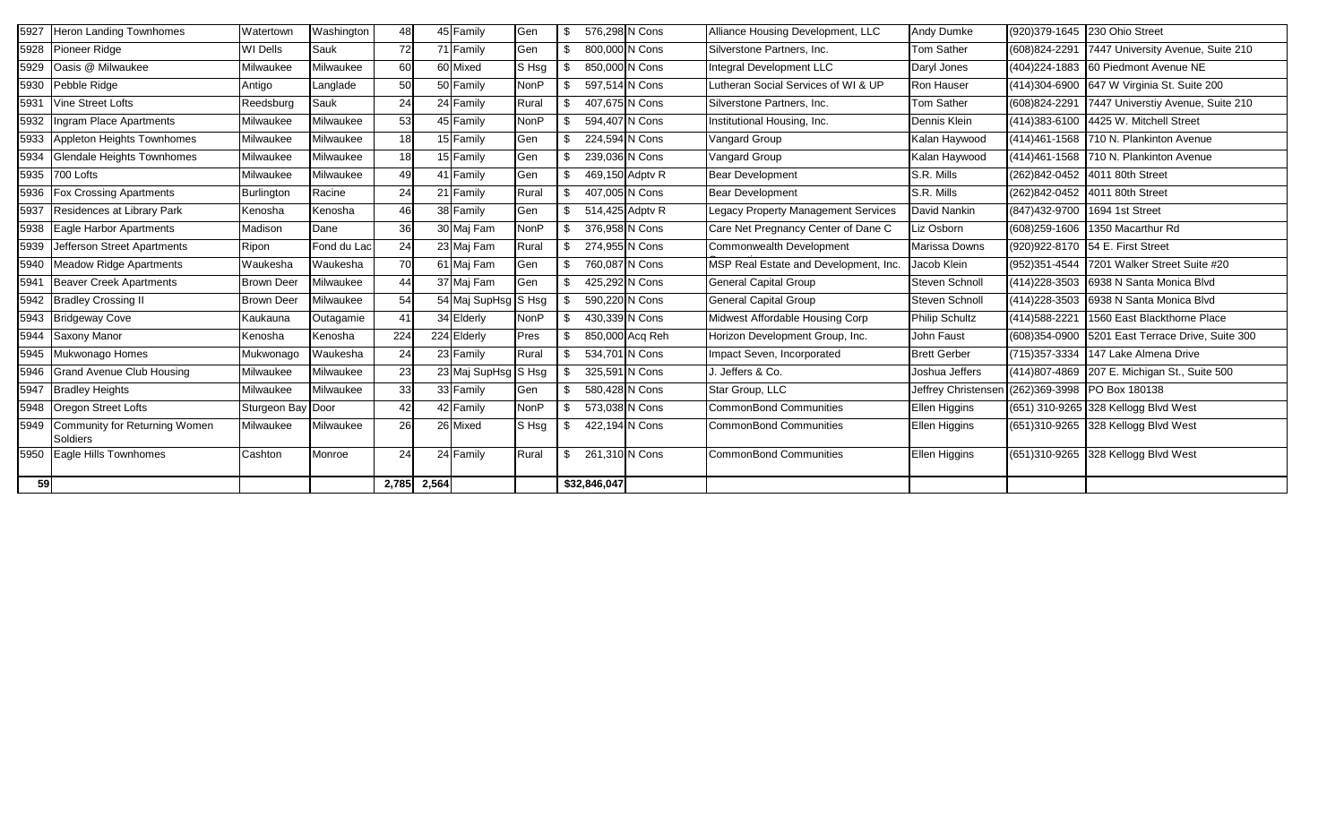| | | | | | | | | | | | | | | |
|---|---|---|---|---|---|---|---|---|---|---|---|---|---|---|
| 5927 | Heron Landing Townhomes | Watertown | Washington | 48 | 45 | Family | Gen | $ | 576,298 | N Cons | Alliance Housing Development, LLC | Andy Dumke | (920)379-1645 | 230 Ohio Street |
| 5928 | Pioneer Ridge | WI Dells | Sauk | 72 | 71 | Family | Gen | $ | 800,000 | N Cons | Silverstone Partners, Inc. | Tom Sather | (608)824-2291 | 7447 University Avenue, Suite 210 |
| 5929 | Oasis @ Milwaukee | Milwaukee | Milwaukee | 60 | 60 | Mixed | S Hsg | $ | 850,000 | N Cons | Integral Development LLC | Daryl Jones | (404)224-1883 | 60 Piedmont Avenue NE |
| 5930 | Pebble Ridge | Antigo | Langlade | 50 | 50 | Family | NonP | $ | 597,514 | N Cons | Lutheran Social Services of WI & UP | Ron Hauser | (414)304-6900 | 647 W Virginia St. Suite 200 |
| 5931 | Vine Street Lofts | Reedsburg | Sauk | 24 | 24 | Family | Rural | $ | 407,675 | N Cons | Silverstone Partners, Inc. | Tom Sather | (608)824-2291 | 7447 Universtiy Avenue, Suite 210 |
| 5932 | Ingram Place Apartments | Milwaukee | Milwaukee | 53 | 45 | Family | NonP | $ | 594,407 | N Cons | Institutional Housing, Inc. | Dennis Klein | (414)383-6100 | 4425 W. Mitchell Street |
| 5933 | Appleton Heights Townhomes | Milwaukee | Milwaukee | 18 | 15 | Family | Gen | $ | 224,594 | N Cons | Vangard Group | Kalan Haywood | (414)461-1568 | 710 N. Plankinton Avenue |
| 5934 | Glendale Heights Townhomes | Milwaukee | Milwaukee | 18 | 15 | Family | Gen | $ | 239,036 | N Cons | Vangard Group | Kalan Haywood | (414)461-1568 | 710 N. Plankinton Avenue |
| 5935 | 700 Lofts | Milwaukee | Milwaukee | 49 | 41 | Family | Gen | $ | 469,150 | Adptv R | Bear Development | S.R. Mills | (262)842-0452 | 4011 80th Street |
| 5936 | Fox Crossing Apartments | Burlington | Racine | 24 | 21 | Family | Rural | $ | 407,005 | N Cons | Bear Development | S.R. Mills | (262)842-0452 | 4011 80th Street |
| 5937 | Residences at Library Park | Kenosha | Kenosha | 46 | 38 | Family | Gen | $ | 514,425 | Adptv R | Legacy Property Management Services | David Nankin | (847)432-9700 | 1694 1st Street |
| 5938 | Eagle Harbor Apartments | Madison | Dane | 36 | 30 | Maj Fam | NonP | $ | 376,958 | N Cons | Care Net Pregnancy Center of Dane C | Liz Osborn | (608)259-1606 | 1350 Macarthur Rd |
| 5939 | Jefferson Street Apartments | Ripon | Fond du Lac | 24 | 23 | Maj Fam | Rural | $ | 274,955 | N Cons | Commonwealth Development | Marissa Downs | (920)922-8170 | 54 E. First Street |
| 5940 | Meadow Ridge Apartments | Waukesha | Waukesha | 70 | 61 | Maj Fam | Gen | $ | 760,087 | N Cons | MSP Real Estate and Development, Inc. | Jacob Klein | (952)351-4544 | 7201 Walker Street Suite #20 |
| 5941 | Beaver Creek Apartments | Brown Deer | Milwaukee | 44 | 37 | Maj Fam | Gen | $ | 425,292 | N Cons | General Capital Group | Steven Schnoll | (414)228-3503 | 6938 N Santa Monica Blvd |
| 5942 | Bradley Crossing II | Brown Deer | Milwaukee | 54 | 54 | Maj SupHsg | S Hsg | $ | 590,220 | N Cons | General Capital Group | Steven Schnoll | (414)228-3503 | 6938 N Santa Monica Blvd |
| 5943 | Bridgeway Cove | Kaukauna | Outagamie | 41 | 34 | Elderly | NonP | $ | 430,339 | N Cons | Midwest Affordable Housing Corp | Philip Schultz | (414)588-2221 | 1560 East Blackthorne Place |
| 5944 | Saxony Manor | Kenosha | Kenosha | 224 | 224 | Elderly | Pres | $ | 850,000 | Acq Reh | Horizon Development Group, Inc. | John Faust | (608)354-0900 | 5201 East Terrace Drive, Suite 300 |
| 5945 | Mukwonago Homes | Mukwonago | Waukesha | 24 | 23 | Family | Rural | $ | 534,701 | N Cons | Impact Seven, Incorporated | Brett Gerber | (715)357-3334 | 147 Lake Almena Drive |
| 5946 | Grand Avenue Club Housing | Milwaukee | Milwaukee | 23 | 23 | Maj SupHsg | S Hsg | $ | 325,591 | N Cons | J. Jeffers & Co. | Joshua Jeffers | (414)807-4869 | 207 E. Michigan St., Suite 500 |
| 5947 | Bradley Heights | Milwaukee | Milwaukee | 33 | 33 | Family | Gen | $ | 580,428 | N Cons | Star Group, LLC | Jeffrey Christensen | (262)369-3998 | PO Box 180138 |
| 5948 | Oregon Street Lofts | Sturgeon Bay | Door | 42 | 42 | Family | NonP | $ | 573,038 | N Cons | CommonBond Communities | Ellen Higgins | (651) 310-9265 | 328 Kellogg Blvd West |
| 5949 | Community for Returning Women Soldiers | Milwaukee | Milwaukee | 26 | 26 | Mixed | S Hsg | $ | 422,194 | N Cons | CommonBond Communities | Ellen Higgins | (651)310-9265 | 328 Kellogg Blvd West |
| 5950 | Eagle Hills Townhomes | Cashton | Monroe | 24 | 24 | Family | Rural | $ | 261,310 | N Cons | CommonBond Communities | Ellen Higgins | (651)310-9265 | 328 Kellogg Blvd West |
| 59 | | | | 2,785 | 2,564 | | | | $32,846,047 | | | | | |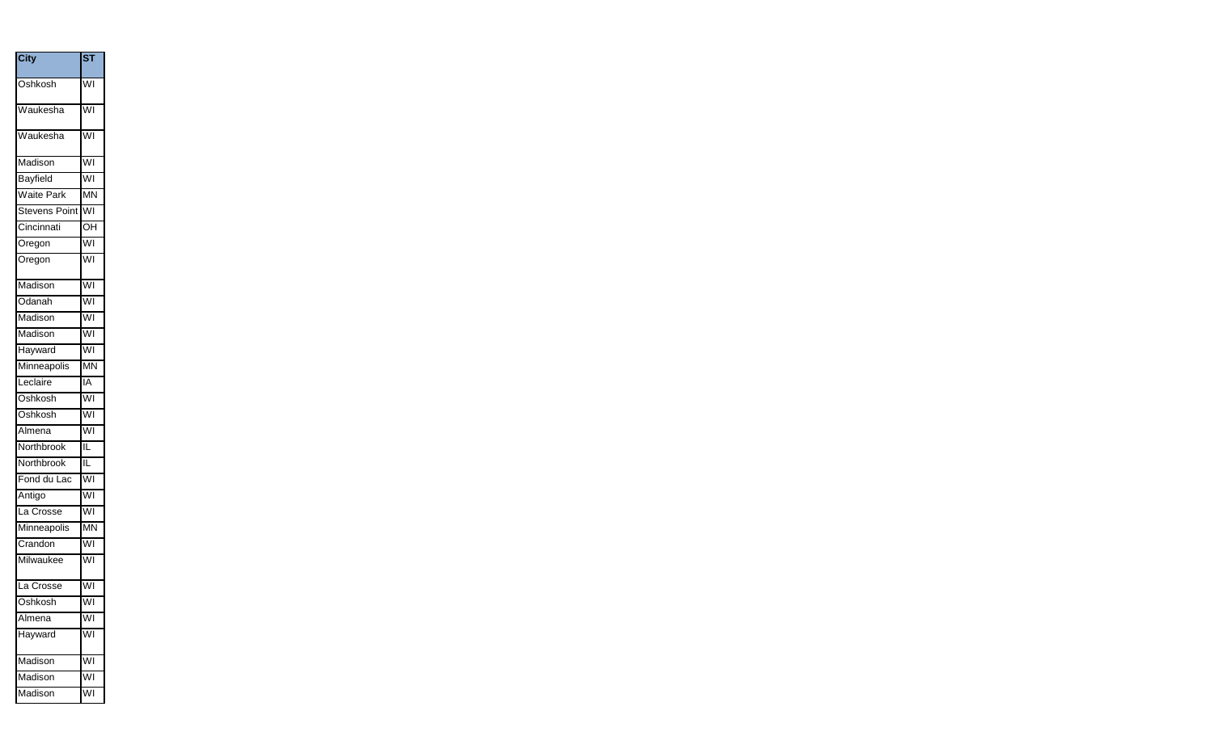| City | ST |
| --- | --- |
| Oshkosh | WI |
| Waukesha | WI |
| Waukesha | WI |
| Madison | WI |
| Bayfield | WI |
| Waite Park | MN |
| Stevens Point | WI |
| Cincinnati | OH |
| Oregon | WI |
| Oregon | WI |
| Madison | WI |
| Odanah | WI |
| Madison | WI |
| Madison | WI |
| Hayward | WI |
| Minneapolis | MN |
| Leclaire | IA |
| Oshkosh | WI |
| Oshkosh | WI |
| Almena | WI |
| Northbrook | IL |
| Northbrook | IL |
| Fond du Lac | WI |
| Antigo | WI |
| La Crosse | WI |
| Minneapolis | MN |
| Crandon | WI |
| Milwaukee | WI |
| La Crosse | WI |
| Oshkosh | WI |
| Almena | WI |
| Hayward | WI |
| Madison | WI |
| Madison | WI |
| Madison | WI |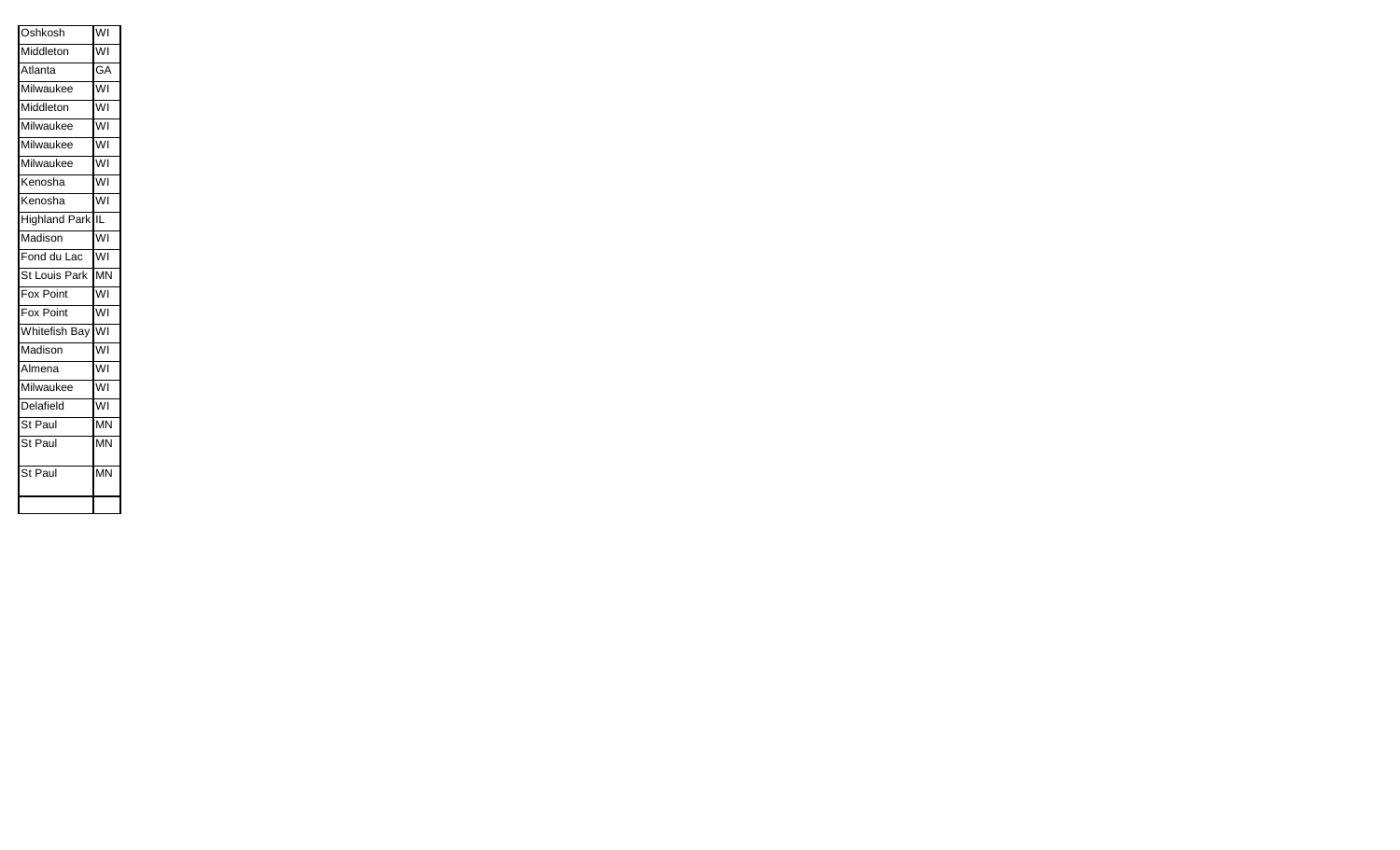| | |
|---|---|
| Oshkosh | WI |
| Middleton | WI |
| Atlanta | GA |
| Milwaukee | WI |
| Middleton | WI |
| Milwaukee | WI |
| Milwaukee | WI |
| Milwaukee | WI |
| Kenosha | WI |
| Kenosha | WI |
| Highland Park | IL |
| Madison | WI |
| Fond du Lac | WI |
| St Louis Park | MN |
| Fox Point | WI |
| Fox Point | WI |
| Whitefish Bay | WI |
| Madison | WI |
| Almena | WI |
| Milwaukee | WI |
| Delafield | WI |
| St Paul | MN |
| St Paul | MN |
| St Paul | MN |
| | |